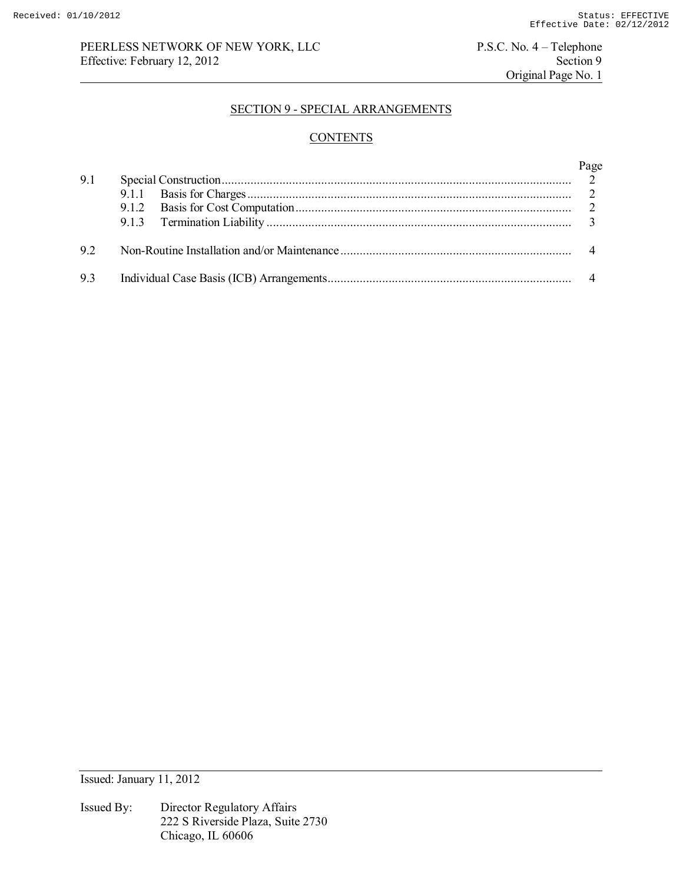## SECTION 9 - SPECIAL ARRANGEMENTS

### CONTENTS

| | | Page |
|---|---|---|
| 9.1 | Special Construction | 2 |
| | 9.1.1 Basis for Charges | 2 |
| | 9.1.2 Basis for Cost Computation | 2 |
| | 9.1.3 Termination Liability | 3 |
| 9.2 | Non-Routine Installation and/or Maintenance | 4 |
| 9.3 | Individual Case Basis (ICB) Arrangements | 4 |

Issued: January 11, 2012

Issued By: Director Regulatory Affairs
222 S Riverside Plaza, Suite 2730
Chicago, IL 60606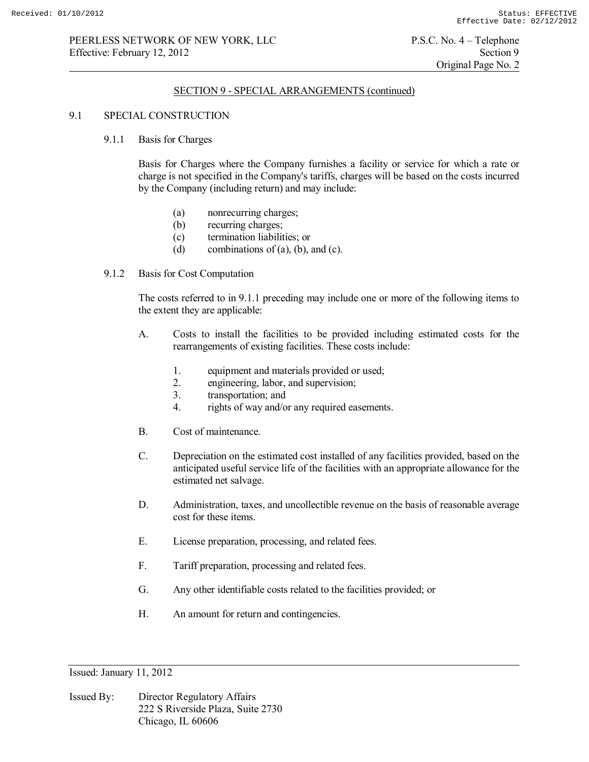## SECTION 9 - SPECIAL ARRANGEMENTS (continued)

### 9.1 SPECIAL CONSTRUCTION

#### 9.1.1 Basis for Charges

Basis for Charges where the Company furnishes a facility or service for which a rate or charge is not specified in the Company's tariffs, charges will be based on the costs incurred by the Company (including return) and may include:

(a) nonrecurring charges;
(b) recurring charges;
(c) termination liabilities; or
(d) combinations of (a), (b), and (c).

#### 9.1.2 Basis for Cost Computation

The costs referred to in 9.1.1 preceding may include one or more of the following items to the extent they are applicable:

A. Costs to install the facilities to be provided including estimated costs for the rearrangements of existing facilities. These costs include:

   1. equipment and materials provided or used;
   2. engineering, labor, and supervision;
   3. transportation; and
   4. rights of way and/or any required easements.

B. Cost of maintenance.

C. Depreciation on the estimated cost installed of any facilities provided, based on the anticipated useful service life of the facilities with an appropriate allowance for the estimated net salvage.

D. Administration, taxes, and uncollectible revenue on the basis of reasonable average cost for these items.

E. License preparation, processing, and related fees.

F. Tariff preparation, processing and related fees.

G. Any other identifiable costs related to the facilities provided; or

H. An amount for return and contingencies.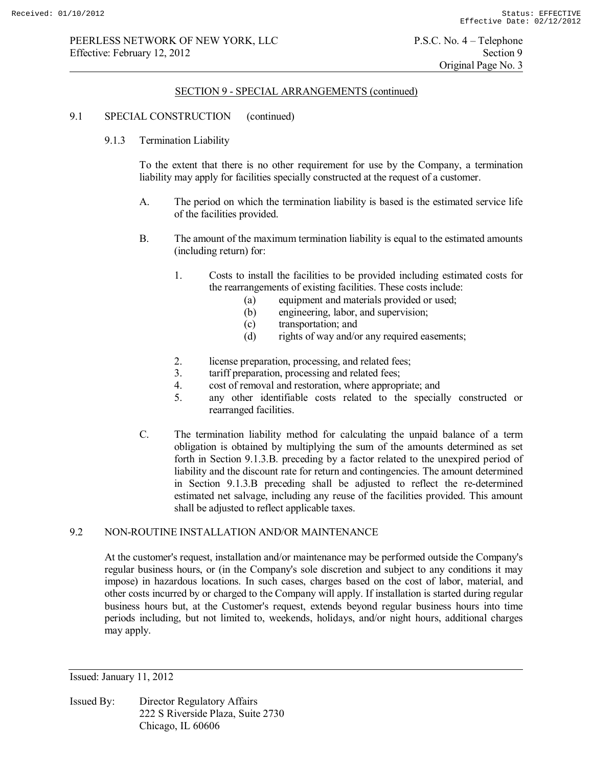## SECTION 9 - SPECIAL ARRANGEMENTS (continued)

### 9.1 SPECIAL CONSTRUCTION (continued)

#### 9.1.3 Termination Liability

To the extent that there is no other requirement for use by the Company, a termination liability may apply for facilities specially constructed at the request of a customer.

A. The period on which the termination liability is based is the estimated service life of the facilities provided.

B. The amount of the maximum termination liability is equal to the estimated amounts (including return) for:

1. Costs to install the facilities to be provided including estimated costs for the rearrangements of existing facilities. These costs include:
   - (a) equipment and materials provided or used;
   - (b) engineering, labor, and supervision;
   - (c) transportation; and
   - (d) rights of way and/or any required easements;
2. license preparation, processing, and related fees;
3. tariff preparation, processing and related fees;
4. cost of removal and restoration, where appropriate; and
5. any other identifiable costs related to the specially constructed or rearranged facilities.

C. The termination liability method for calculating the unpaid balance of a term obligation is obtained by multiplying the sum of the amounts determined as set forth in Section 9.1.3.B. preceding by a factor related to the unexpired period of liability and the discount rate for return and contingencies. The amount determined in Section 9.1.3.B preceding shall be adjusted to reflect the re-determined estimated net salvage, including any reuse of the facilities provided. This amount shall be adjusted to reflect applicable taxes.

### 9.2 NON-ROUTINE INSTALLATION AND/OR MAINTENANCE

At the customer's request, installation and/or maintenance may be performed outside the Company's regular business hours, or (in the Company's sole discretion and subject to any conditions it may impose) in hazardous locations. In such cases, charges based on the cost of labor, material, and other costs incurred by or charged to the Company will apply. If installation is started during regular business hours but, at the Customer's request, extends beyond regular business hours into time periods including, but not limited to, weekends, holidays, and/or night hours, additional charges may apply.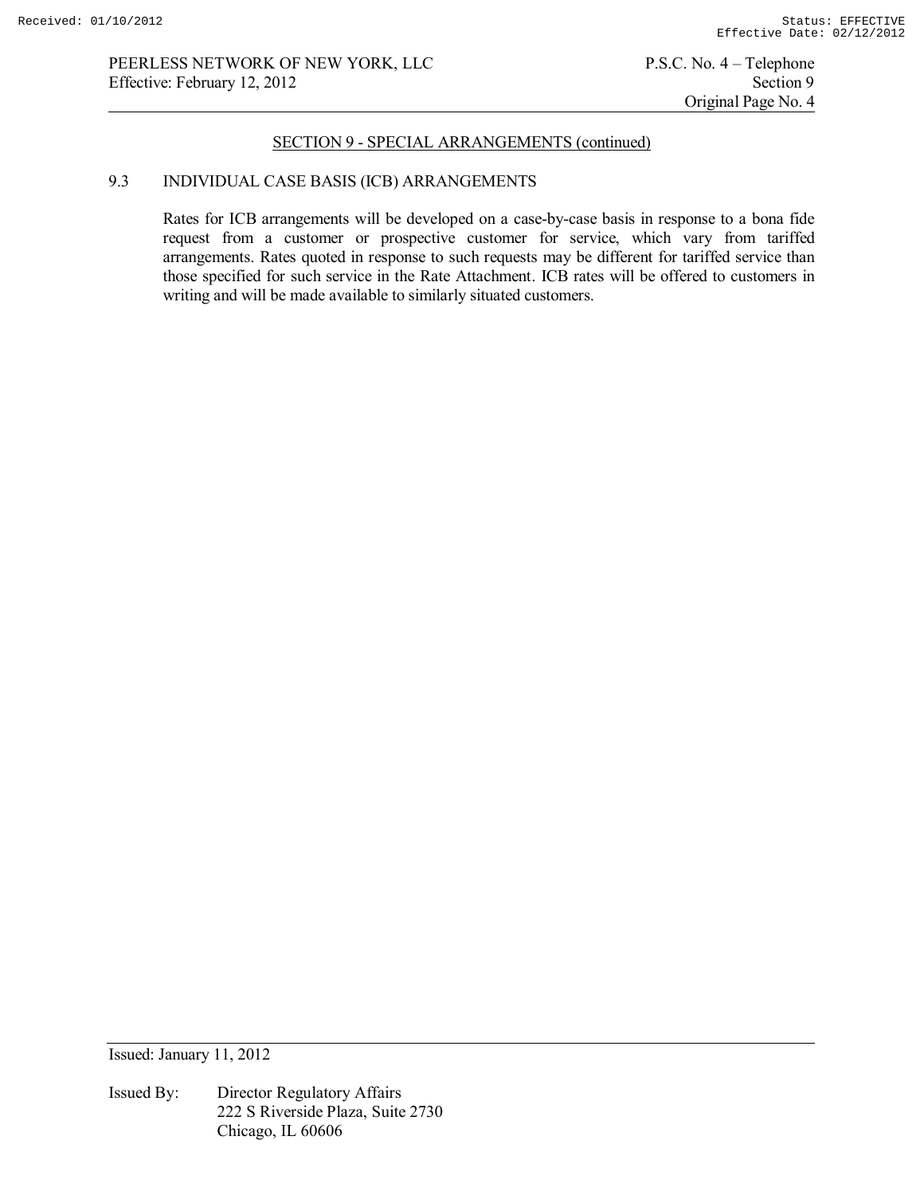## SECTION 9 - SPECIAL ARRANGEMENTS (continued)

### 9.3 INDIVIDUAL CASE BASIS (ICB) ARRANGEMENTS

Rates for ICB arrangements will be developed on a case-by-case basis in response to a bona fide request from a customer or prospective customer for service, which vary from tariffed arrangements. Rates quoted in response to such requests may be different for tariffed service than those specified for such service in the Rate Attachment. ICB rates will be offered to customers in writing and will be made available to similarly situated customers.